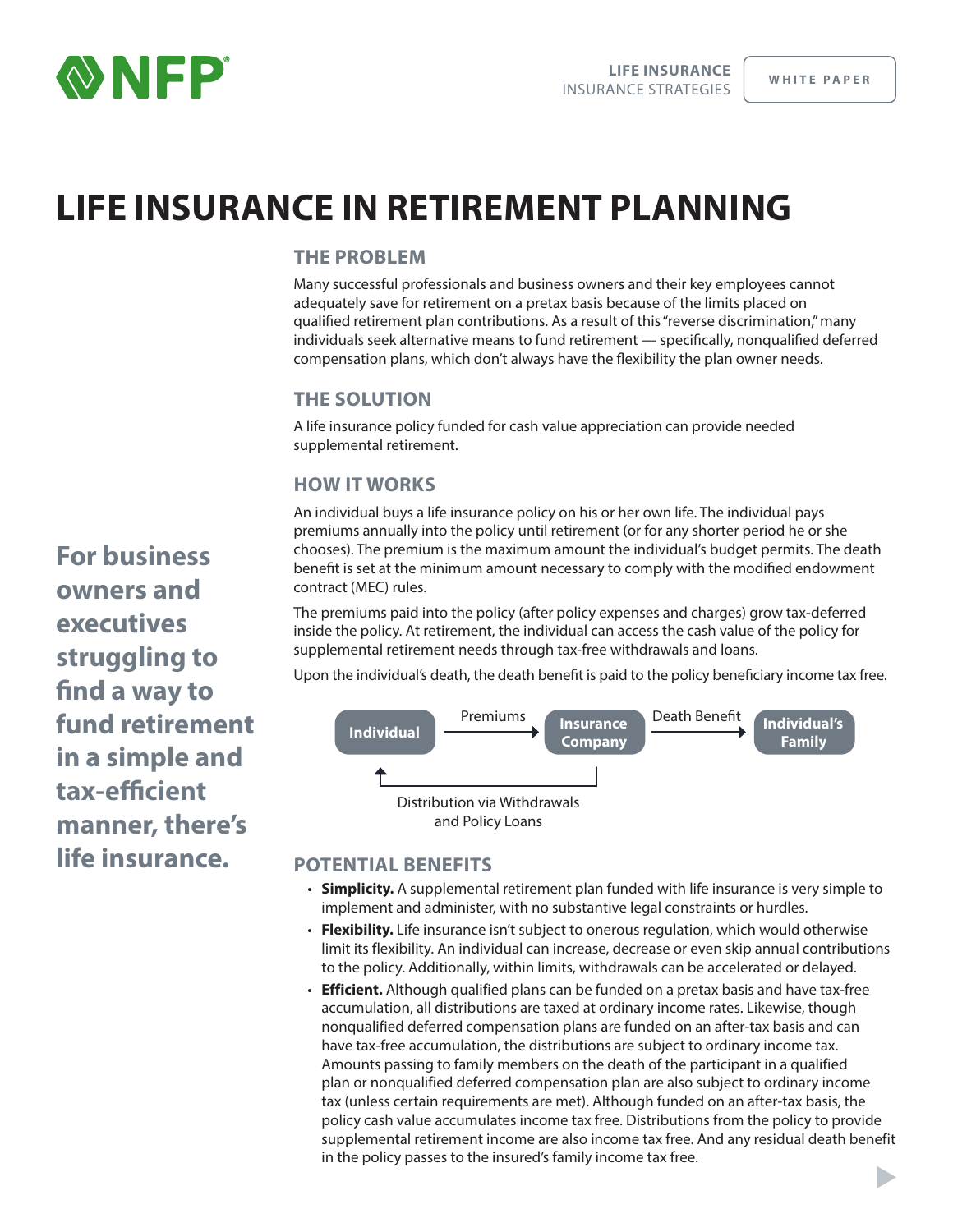LIFE INSURANCE
INSURANCE STRATEGIES

WHITE PAPER

# LIFE INSURANCE IN RETIREMENT PLANNING

## THE PROBLEM

Many successful professionals and business owners and their key employees cannot adequately save for retirement on a pretax basis because of the limits placed on qualified retirement plan contributions. As a result of this "reverse discrimination," many individuals seek alternative means to fund retirement — specifically, nonqualified deferred compensation plans, which don't always have the flexibility the plan owner needs.

## THE SOLUTION

A life insurance policy funded for cash value appreciation can provide needed supplemental retirement.

## HOW IT WORKS

**For business owners and executives struggling to find a way to fund retirement in a simple and tax-efficient manner, there's life insurance.**

An individual buys a life insurance policy on his or her own life. The individual pays premiums annually into the policy until retirement (or for any shorter period he or she chooses). The premium is the maximum amount the individual's budget permits. The death benefit is set at the minimum amount necessary to comply with the modified endowment contract (MEC) rules.

The premiums paid into the policy (after policy expenses and charges) grow tax-deferred inside the policy. At retirement, the individual can access the cash value of the policy for supplemental retirement needs through tax-free withdrawals and loans.

Upon the individual's death, the death benefit is paid to the policy beneficiary income tax free.

Individual → Premiums → Insurance Company → Death Benefit → Individual's Family

Insurance Company → Distribution via Withdrawals and Policy Loans → Individual

## POTENTIAL BENEFITS

- **Simplicity.** A supplemental retirement plan funded with life insurance is very simple to implement and administer, with no substantive legal constraints or hurdles.
- **Flexibility.** Life insurance isn't subject to onerous regulation, which would otherwise limit its flexibility. An individual can increase, decrease or even skip annual contributions to the policy. Additionally, within limits, withdrawals can be accelerated or delayed.
- **Efficient.** Although qualified plans can be funded on a pretax basis and have tax-free accumulation, all distributions are taxed at ordinary income rates. Likewise, though nonqualified deferred compensation plans are funded on an after-tax basis and can have tax-free accumulation, the distributions are subject to ordinary income tax. Amounts passing to family members on the death of the participant in a qualified plan or nonqualified deferred compensation plan are also subject to ordinary income tax (unless certain requirements are met). Although funded on an after-tax basis, the policy cash value accumulates income tax free. Distributions from the policy to provide supplemental retirement income are also income tax free. And any residual death benefit in the policy passes to the insured's family income tax free.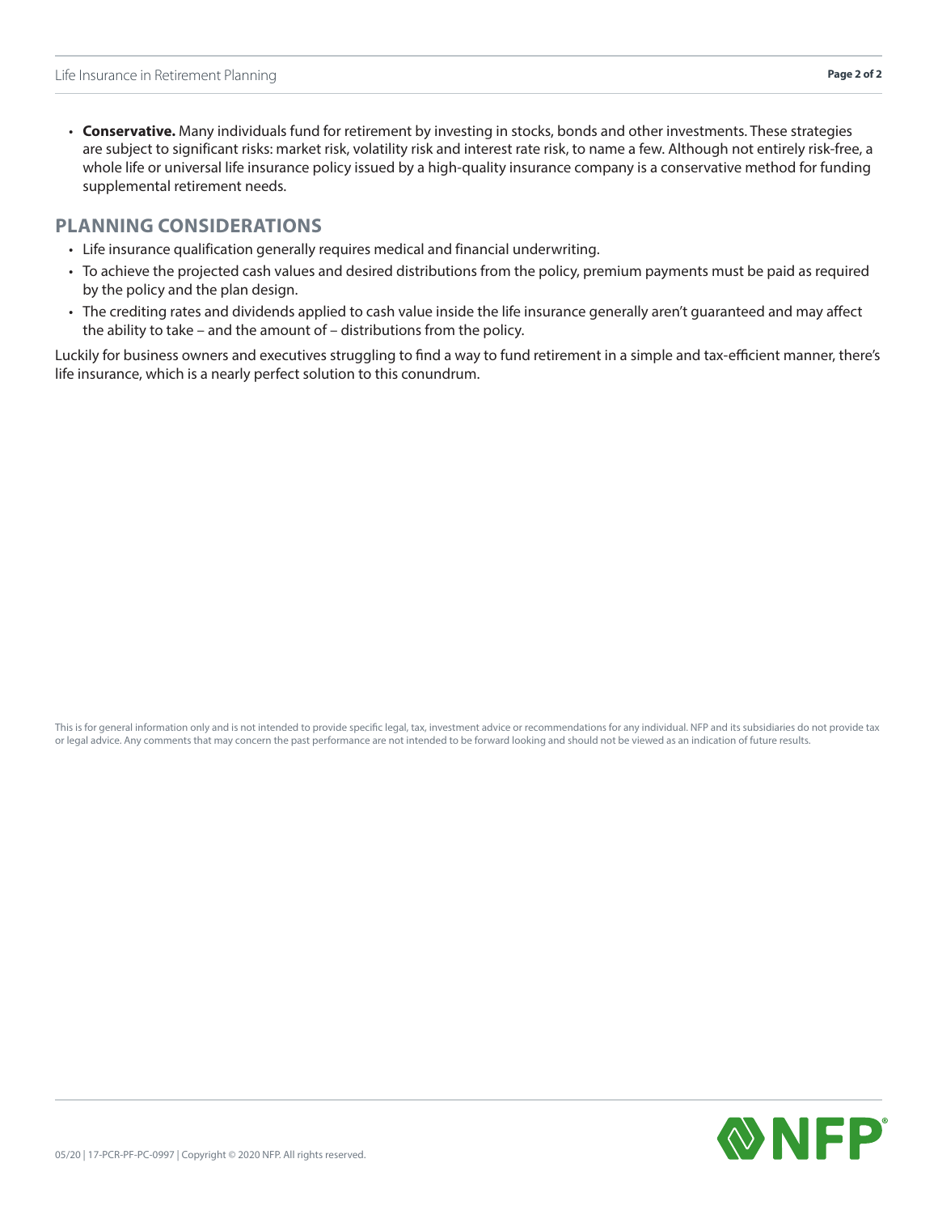- **Conservative.** Many individuals fund for retirement by investing in stocks, bonds and other investments. These strategies are subject to significant risks: market risk, volatility risk and interest rate risk, to name a few. Although not entirely risk-free, a whole life or universal life insurance policy issued by a high-quality insurance company is a conservative method for funding supplemental retirement needs.

## PLANNING CONSIDERATIONS

- Life insurance qualification generally requires medical and financial underwriting.
- To achieve the projected cash values and desired distributions from the policy, premium payments must be paid as required by the policy and the plan design.
- The crediting rates and dividends applied to cash value inside the life insurance generally aren't guaranteed and may affect the ability to take – and the amount of – distributions from the policy.

Luckily for business owners and executives struggling to find a way to fund retirement in a simple and tax-efficient manner, there's life insurance, which is a nearly perfect solution to this conundrum.

This is for general information only and is not intended to provide specific legal, tax, investment advice or recommendations for any individual. NFP and its subsidiaries do not provide tax or legal advice. Any comments that may concern the past performance are not intended to be forward looking and should not be viewed as an indication of future results.

05/20 | 17-PCR-PF-PC-0997 | Copyright © 2020 NFP. All rights reserved.